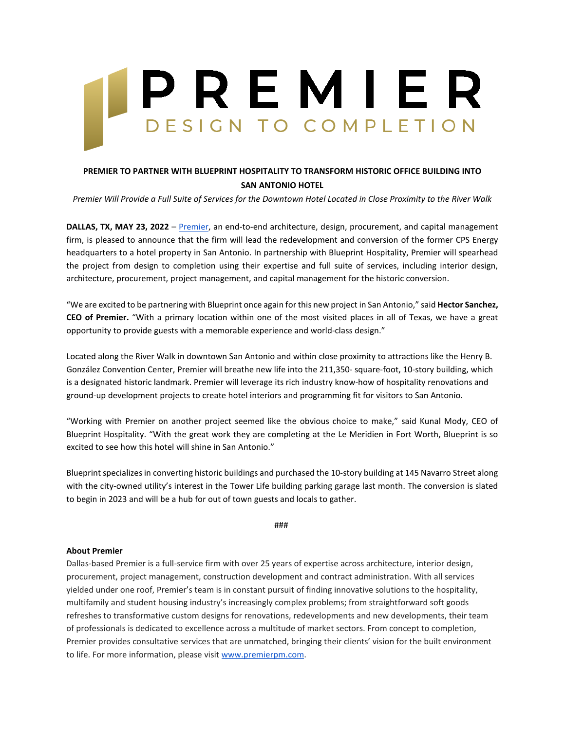# PREMIER

DESIGN TO COMPLETION

**PREMIER TO PARTNER WITH BLUEPRINT HOSPITALITY TO TRANSFORM HISTORIC OFFICE BUILDING INTO SAN ANTONIO HOTEL**

*Premier Will Provide a Full Suite of Services for the Downtown Hotel Located in Close Proximity to the River Walk*

**DALLAS, TX, MAY 23, 2022** – Premier, an end-to-end architecture, design, procurement, and capital management firm, is pleased to announce that the firm will lead the redevelopment and conversion of the former CPS Energy headquarters to a hotel property in San Antonio. In partnership with Blueprint Hospitality, Premier will spearhead the project from design to completion using their expertise and full suite of services, including interior design, architecture, procurement, project management, and capital management for the historic conversion.

"We are excited to be partnering with Blueprint once again for this new project in San Antonio," said **Hector Sanchez, CEO of Premier.** "With a primary location within one of the most visited places in all of Texas, we have a great opportunity to provide guests with a memorable experience and world-class design."

Located along the River Walk in downtown San Antonio and within close proximity to attractions like the Henry B. González Convention Center, Premier will breathe new life into the 211,350- square-foot, 10-story building, which is a designated historic landmark. Premier will leverage its rich industry know-how of hospitality renovations and ground-up development projects to create hotel interiors and programming fit for visitors to San Antonio.

"Working with Premier on another project seemed like the obvious choice to make," said Kunal Mody, CEO of Blueprint Hospitality. "With the great work they are completing at the Le Meridien in Fort Worth, Blueprint is so excited to see how this hotel will shine in San Antonio."

Blueprint specializes in converting historic buildings and purchased the 10-story building at 145 Navarro Street along with the city-owned utility's interest in the Tower Life building parking garage last month. The conversion is slated to begin in 2023 and will be a hub for out of town guests and locals to gather.

###

**About Premier**

Dallas-based Premier is a full-service firm with over 25 years of expertise across architecture, interior design, procurement, project management, construction development and contract administration. With all services yielded under one roof, Premier's team is in constant pursuit of finding innovative solutions to the hospitality, multifamily and student housing industry's increasingly complex problems; from straightforward soft goods refreshes to transformative custom designs for renovations, redevelopments and new developments, their team of professionals is dedicated to excellence across a multitude of market sectors. From concept to completion, Premier provides consultative services that are unmatched, bringing their clients' vision for the built environment to life. For more information, please visit www.premierpm.com.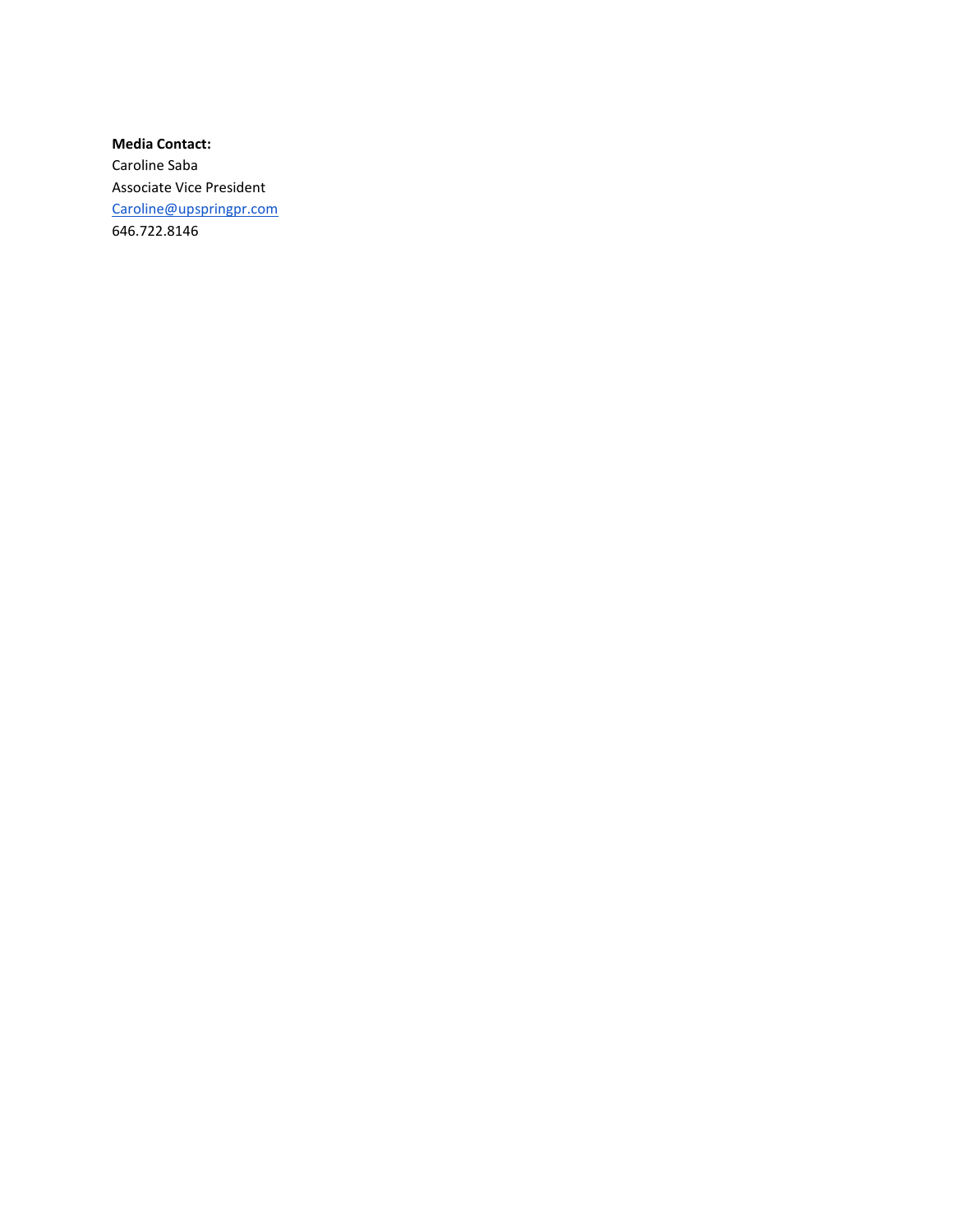**Media Contact:**
Caroline Saba
Associate Vice President
Caroline@upspringpr.com
646.722.8146